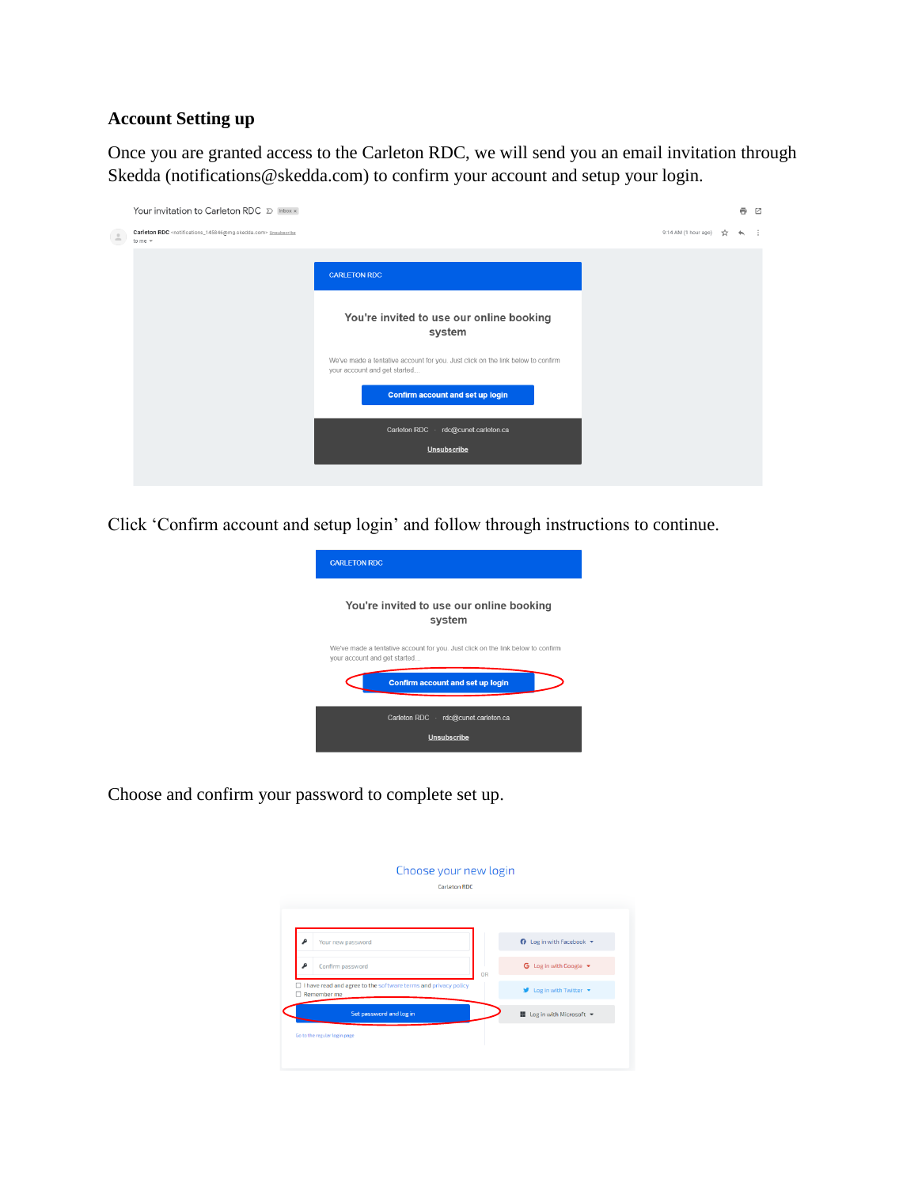## Account Setting up

Once you are granted access to the Carleton RDC, we will send you an email invitation through Skedda (notifications@skedda.com) to confirm your account and setup your login.

Click 'Confirm account and setup login' and follow through instructions to continue.

Choose and confirm your password to complete set up.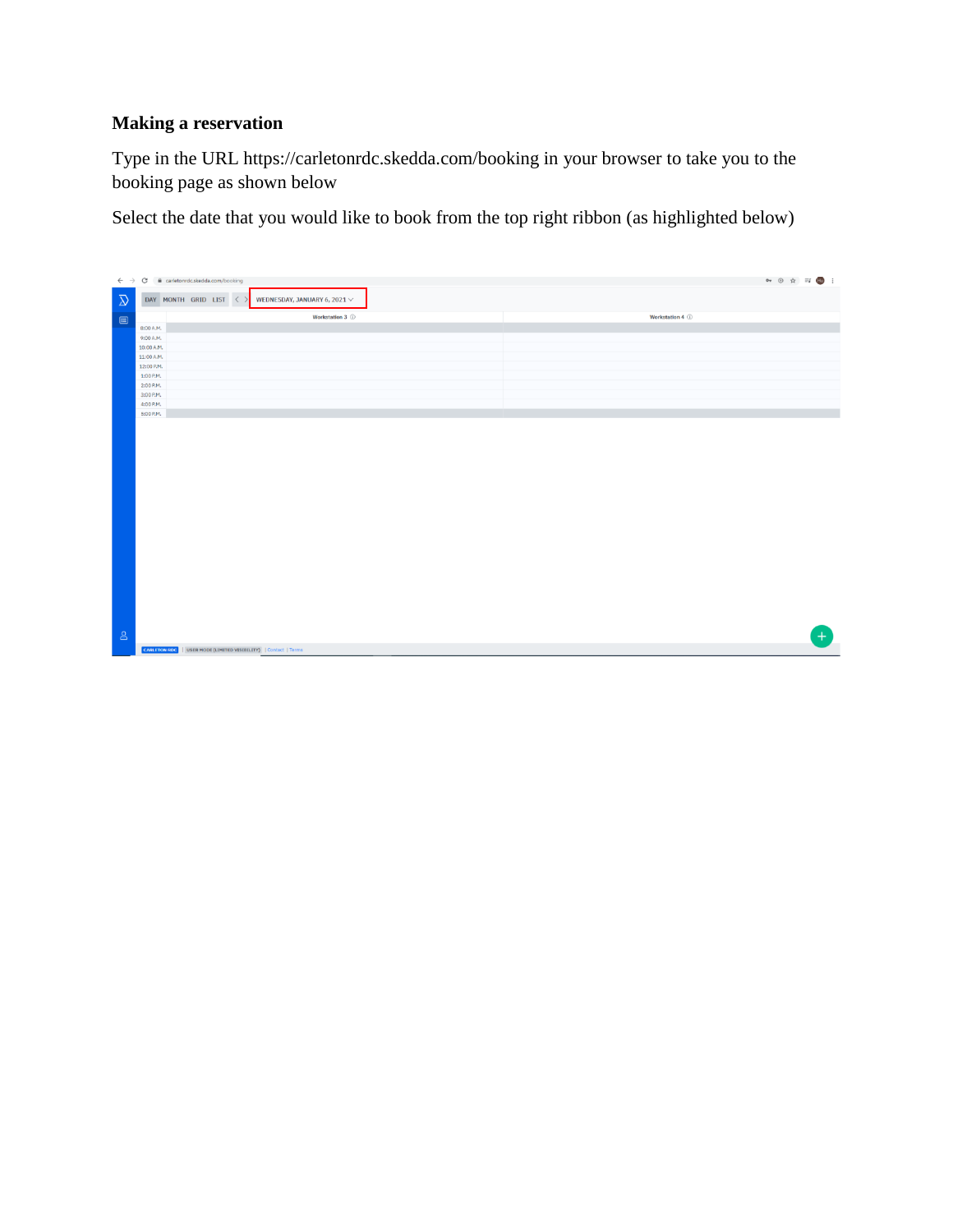**Making a reservation**

Type in the URL https://carletonrdc.skedda.com/booking in your browser to take you to the booking page as shown below

Select the date that you would like to book from the top right ribbon (as highlighted below)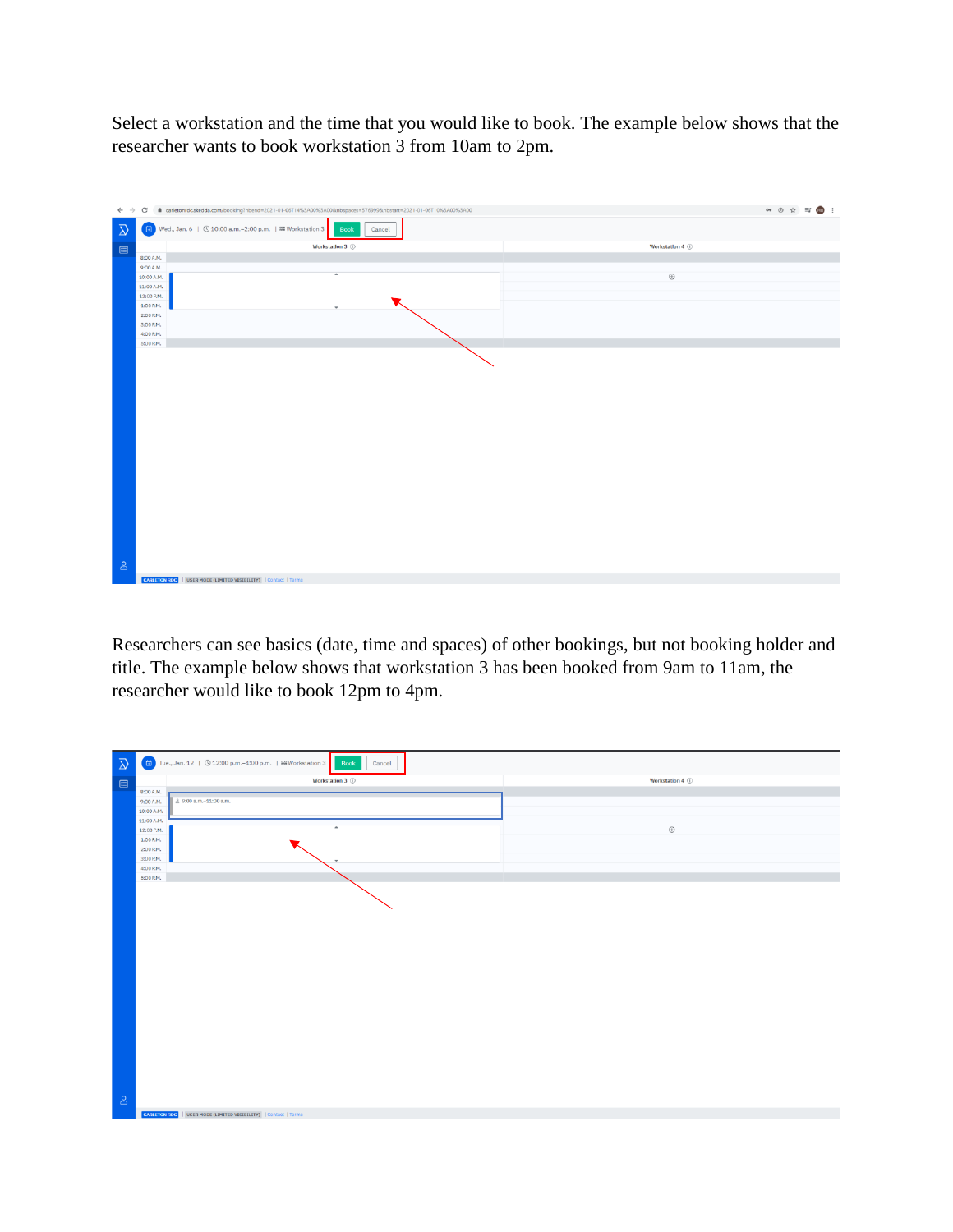Select a workstation and the time that you would like to book. The example below shows that the researcher wants to book workstation 3 from 10am to 2pm.

Researchers can see basics (date, time and spaces) of other bookings, but not booking holder and title. The example below shows that workstation 3 has been booked from 9am to 11am, the researcher would like to book 12pm to 4pm.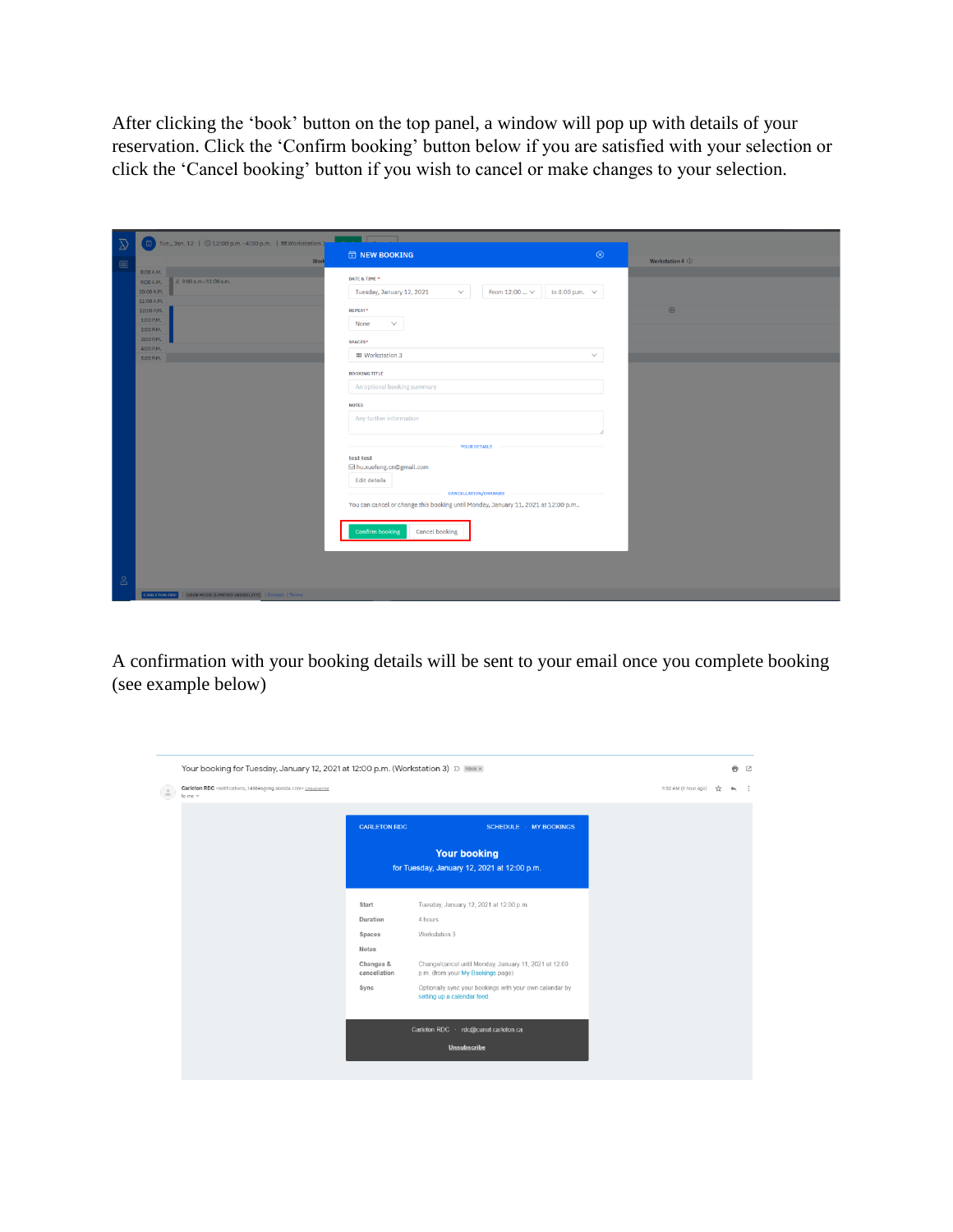After clicking the 'book' button on the top panel, a window will pop up with details of your reservation. Click the 'Confirm booking' button below if you are satisfied with your selection or click the 'Cancel booking' button if you wish to cancel or make changes to your selection.

A confirmation with your booking details will be sent to your email once you complete booking (see example below)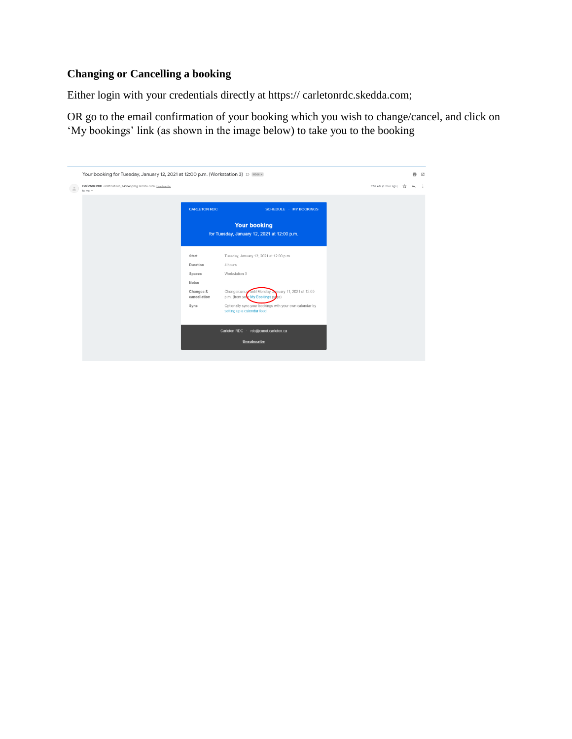### Changing or Cancelling a booking

Either login with your credentials directly at https:// carletonrdc.skedda.com;

OR go to the email confirmation of your booking which you wish to change/cancel, and click on 'My bookings' link (as shown in the image below) to take you to the booking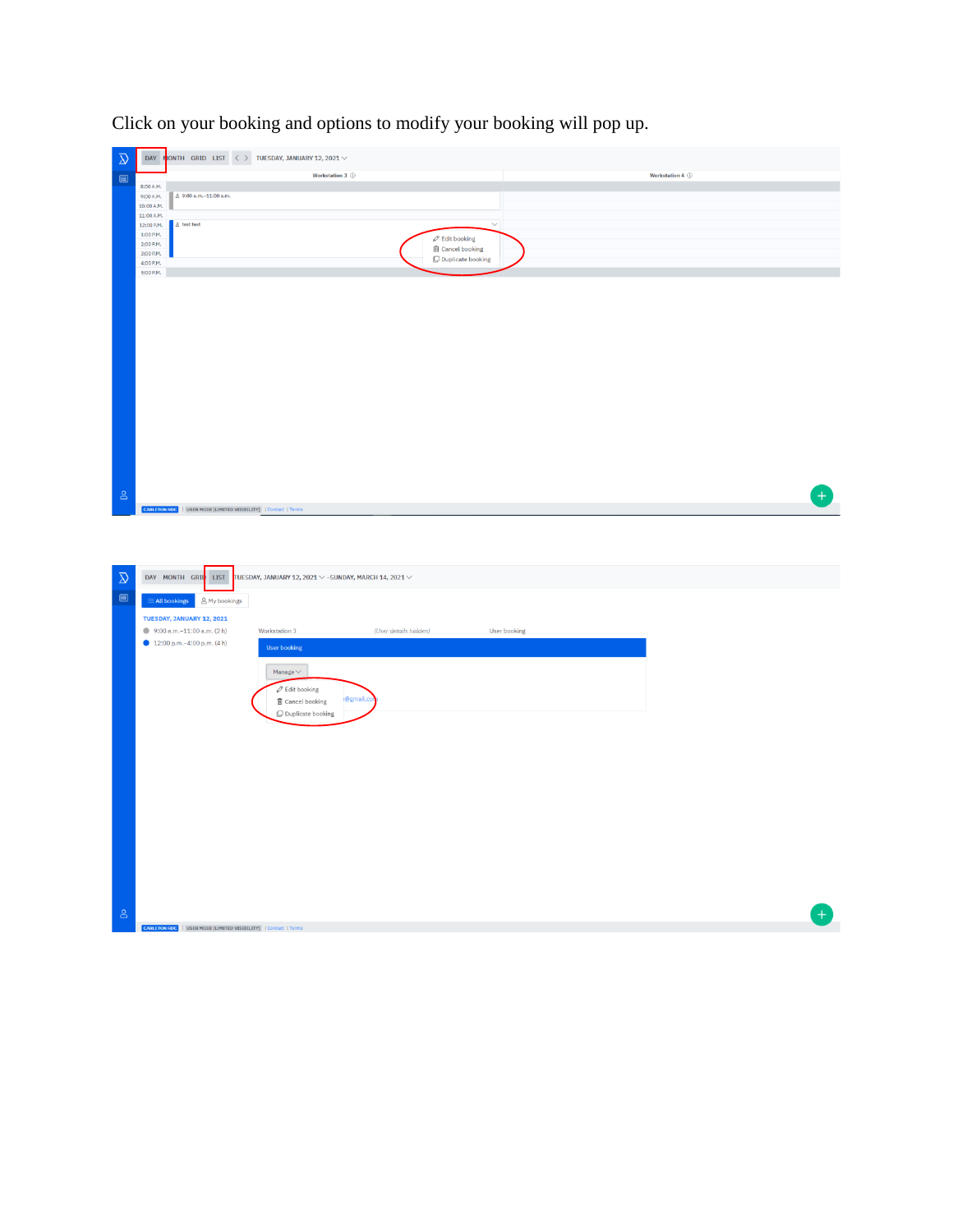Click on your booking and options to modify your booking will pop up.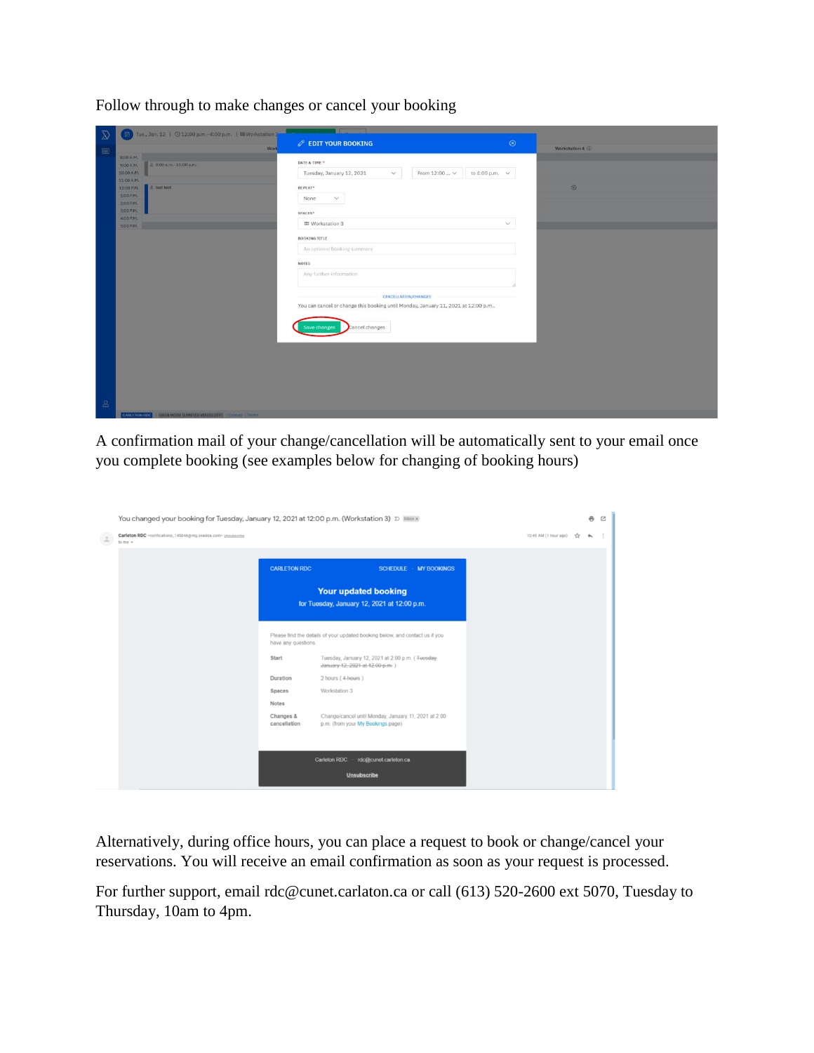Follow through to make changes or cancel your booking

A confirmation mail of your change/cancellation will be automatically sent to your email once you complete booking (see examples below for changing of booking hours)

Alternatively, during office hours, you can place a request to book or change/cancel your reservations. You will receive an email confirmation as soon as your request is processed.

For further support, email rdc@cunet.carlaton.ca or call (613) 520-2600 ext 5070, Tuesday to Thursday, 10am to 4pm.